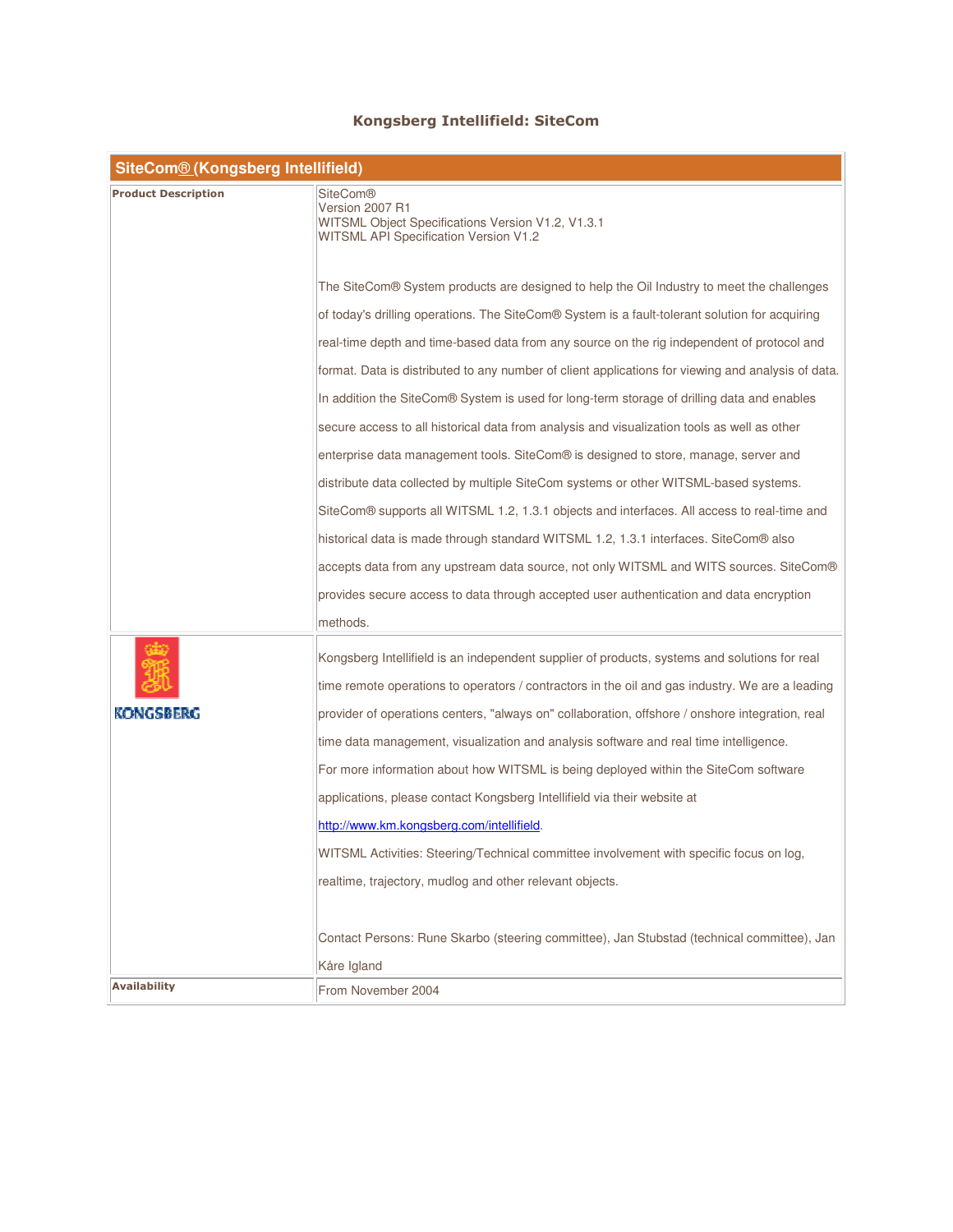# Kongsberg Intellifield: SiteCom

| SiteCom® (Kongsberg Intellifield) | |
|---|---|
| **Product Description** | SiteCom®<br>Version 2007 R1<br>WITSML Object Specifications Version V1.2, V1.3.1<br>WITSML API Specification Version V1.2<br><br>The SiteCom® System products are designed to help the Oil Industry to meet the challenges of today's drilling operations. The SiteCom® System is a fault-tolerant solution for acquiring real-time depth and time-based data from any source on the rig independent of protocol and format. Data is distributed to any number of client applications for viewing and analysis of data. In addition the SiteCom® System is used for long-term storage of drilling data and enables secure access to all historical data from analysis and visualization tools as well as other enterprise data management tools. SiteCom® is designed to store, manage, server and distribute data collected by multiple SiteCom systems or other WITSML-based systems. SiteCom® supports all WITSML 1.2, 1.3.1 objects and interfaces. All access to real-time and historical data is made through standard WITSML 1.2, 1.3.1 interfaces. SiteCom® also accepts data from any upstream data source, not only WITSML and WITS sources. SiteCom® provides secure access to data through accepted user authentication and data encryption methods. |
| KONGSBERG | Kongsberg Intellifield is an independent supplier of products, systems and solutions for real time remote operations to operators / contractors in the oil and gas industry. We are a leading provider of operations centers, "always on" collaboration, offshore / onshore integration, real time data management, visualization and analysis software and real time intelligence.<br>For more information about how WITSML is being deployed within the SiteCom software applications, please contact Kongsberg Intellifield via their website at http://www.km.kongsberg.com/intellifield.<br>WITSML Activities: Steering/Technical committee involvement with specific focus on log, realtime, trajectory, mudlog and other relevant objects.<br><br>Contact Persons: Rune Skarbo (steering committee), Jan Stubstad (technical committee), Jan Kåre Igland |
| **Availability** | From November 2004 |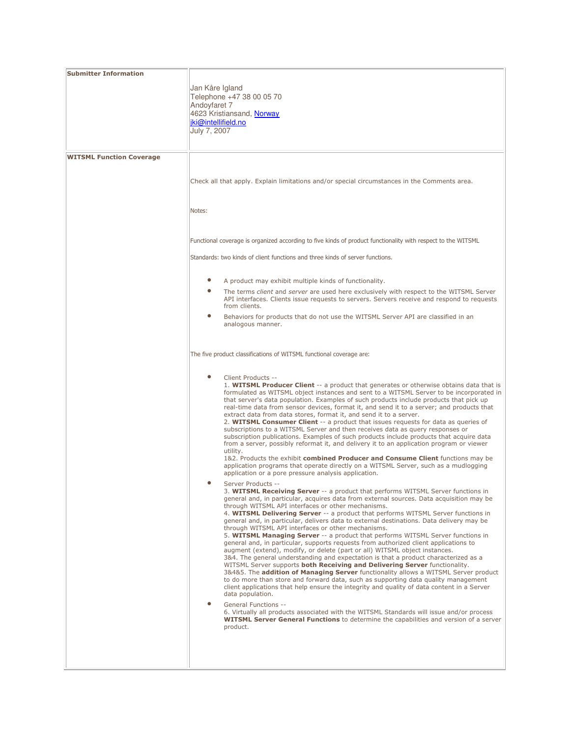| **Submitter Information** | Jan Kåre Igland<br>Telephone +47 38 00 05 70<br>Andoyfaret 7<br>4623 Kristiansand, Norway<br>jki@intellifield.no<br>July 7, 2007 |
|---|---|
| **WITSML Function Coverage** | Check all that apply. Explain limitations and/or special circumstances in the Comments area.<br><br>Notes:<br><br>Functional coverage is organized according to five kinds of product functionality with respect to the WITSML<br><br>Standards: two kinds of client functions and three kinds of server functions.<br><br>• A product may exhibit multiple kinds of functionality.<br>• The terms *client* and *server* are used here exclusively with respect to the WITSML Server API interfaces. Clients issue requests to servers. Servers receive and respond to requests from clients.<br>• Behaviors for products that do not use the WITSML Server API are classified in an analogous manner.<br><br>The five product classifications of WITSML functional coverage are:<br><br>• Client Products --<br>1. **WITSML Producer Client** -- a product that generates or otherwise obtains data that is formulated as WITSML object instances and sent to a WITSML Server to be incorporated in that server's data population. Examples of such products include products that pick up real-time data from sensor devices, format it, and send it to a server; and products that extract data from data stores, format it, and send it to a server.<br>2. **WITSML Consumer Client** -- a product that issues requests for data as queries of subscriptions to a WITSML Server and then receives data as query responses or subscription publications. Examples of such products include products that acquire data from a server, possibly reformat it, and delivery it to an application program or viewer utility.<br>1&2. Products the exhibit **combined Producer and Consume Client** functions may be application programs that operate directly on a WITSML Server, such as a mudlogging application or a pore pressure analysis application.<br>• Server Products --<br>3. **WITSML Receiving Server** -- a product that performs WITSML Server functions in general and, in particular, acquires data from external sources. Data acquisition may be through WITSML API interfaces or other mechanisms.<br>4. **WITSML Delivering Server** -- a product that performs WITSML Server functions in general and, in particular, delivers data to external destinations. Data delivery may be through WITSML API interfaces or other mechanisms.<br>5. **WITSML Managing Server** -- a product that performs WITSML Server functions in general and, in particular, supports requests from authorized client applications to augment (extend), modify, or delete (part or all) WITSML object instances.<br>3&4. The general understanding and expectation is that a product characterized as a WITSML Server supports **both Receiving and Delivering Server** functionality.<br>3&4&5. The **addition of Managing Server** functionality allows a WITSML Server product to do more than store and forward data, such as supporting data quality management client applications that help ensure the integrity and quality of data content in a Server data population.<br>• General Functions --<br>6. Virtually all products associated with the WITSML Standards will issue and/or process **WITSML Server General Functions** to determine the capabilities and version of a server product. |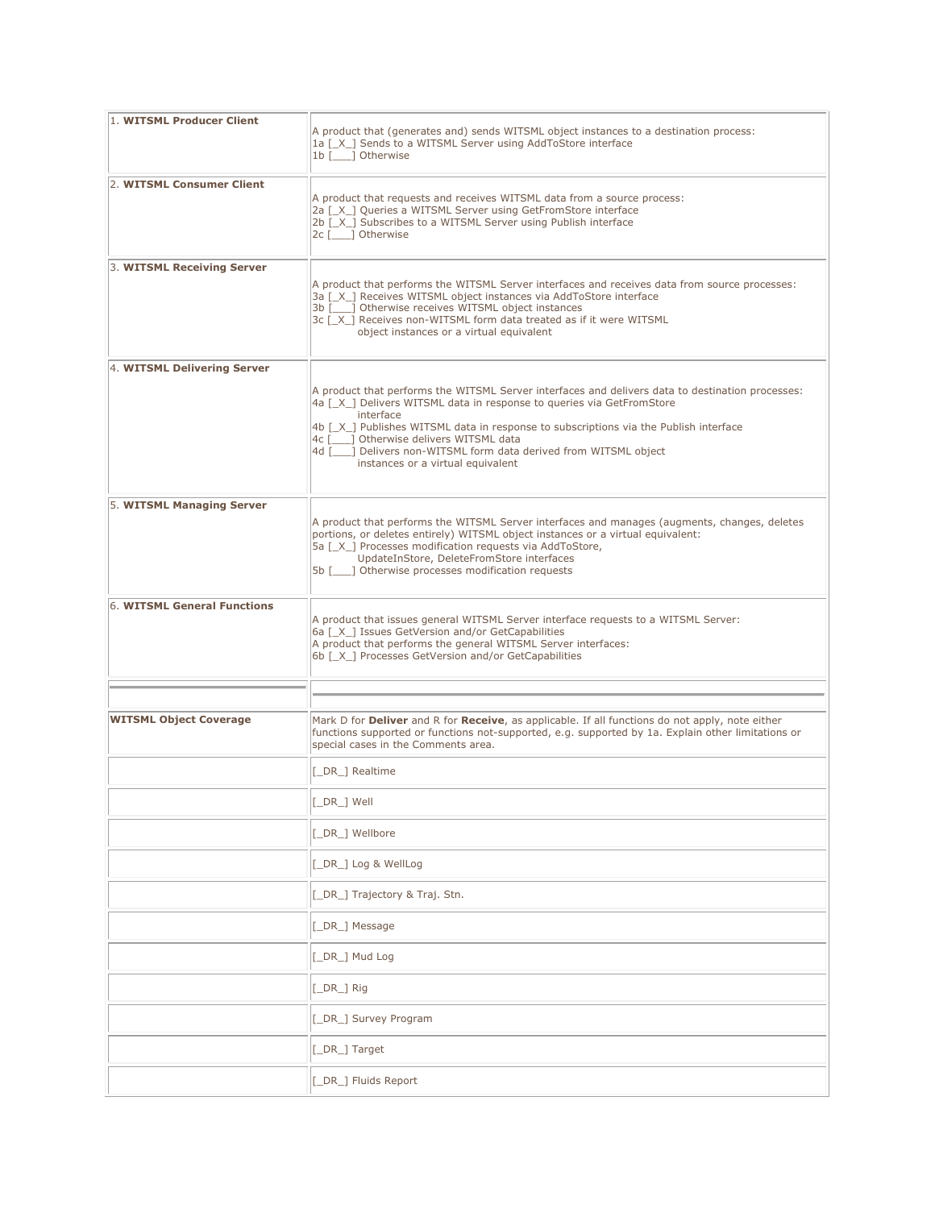| | |
|---|---|
| 1. **WITSML Producer Client** | A product that (generates and) sends WITSML object instances to a destination process:<br>1a [_X_] Sends to a WITSML Server using AddToStore interface<br>1b [___] Otherwise |
| 2. **WITSML Consumer Client** | A product that requests and receives WITSML data from a source process:<br>2a [_X_] Queries a WITSML Server using GetFromStore interface<br>2b [_X_] Subscribes to a WITSML Server using Publish interface<br>2c [___] Otherwise |
| 3. **WITSML Receiving Server** | A product that performs the WITSML Server interfaces and receives data from source processes:<br>3a [_X_] Receives WITSML object instances via AddToStore interface<br>3b [___] Otherwise receives WITSML object instances<br>3c [_X_] Receives non-WITSML form data treated as if it were WITSML object instances or a virtual equivalent |
| 4. **WITSML Delivering Server** | A product that performs the WITSML Server interfaces and delivers data to destination processes:<br>4a [_X_] Delivers WITSML data in response to queries via GetFromStore interface<br>4b [_X_] Publishes WITSML data in response to subscriptions via the Publish interface<br>4c [___] Otherwise delivers WITSML data<br>4d [___] Delivers non-WITSML form data derived from WITSML object instances or a virtual equivalent |
| 5. **WITSML Managing Server** | A product that performs the WITSML Server interfaces and manages (augments, changes, deletes portions, or deletes entirely) WITSML object instances or a virtual equivalent:<br>5a [_X_] Processes modification requests via AddToStore, UpdateInStore, DeleteFromStore interfaces<br>5b [___] Otherwise processes modification requests |
| 6. **WITSML General Functions** | A product that issues general WITSML Server interface requests to a WITSML Server:<br>6a [_X_] Issues GetVersion and/or GetCapabilities<br>A product that performs the general WITSML Server interfaces:<br>6b [_X_] Processes GetVersion and/or GetCapabilities |
| | |
| **WITSML Object Coverage** | Mark D for **Deliver** and R for **Receive**, as applicable. If all functions do not apply, note either functions supported or functions not-supported, e.g. supported by 1a. Explain other limitations or special cases in the Comments area. |
| | [_DR_] Realtime |
| | [_DR_] Well |
| | [_DR_] Wellbore |
| | [_DR_] Log & WellLog |
| | [_DR_] Trajectory & Traj. Stn. |
| | [_DR_] Message |
| | [_DR_] Mud Log |
| | [_DR_] Rig |
| | [_DR_] Survey Program |
| | [_DR_] Target |
| | [_DR_] Fluids Report |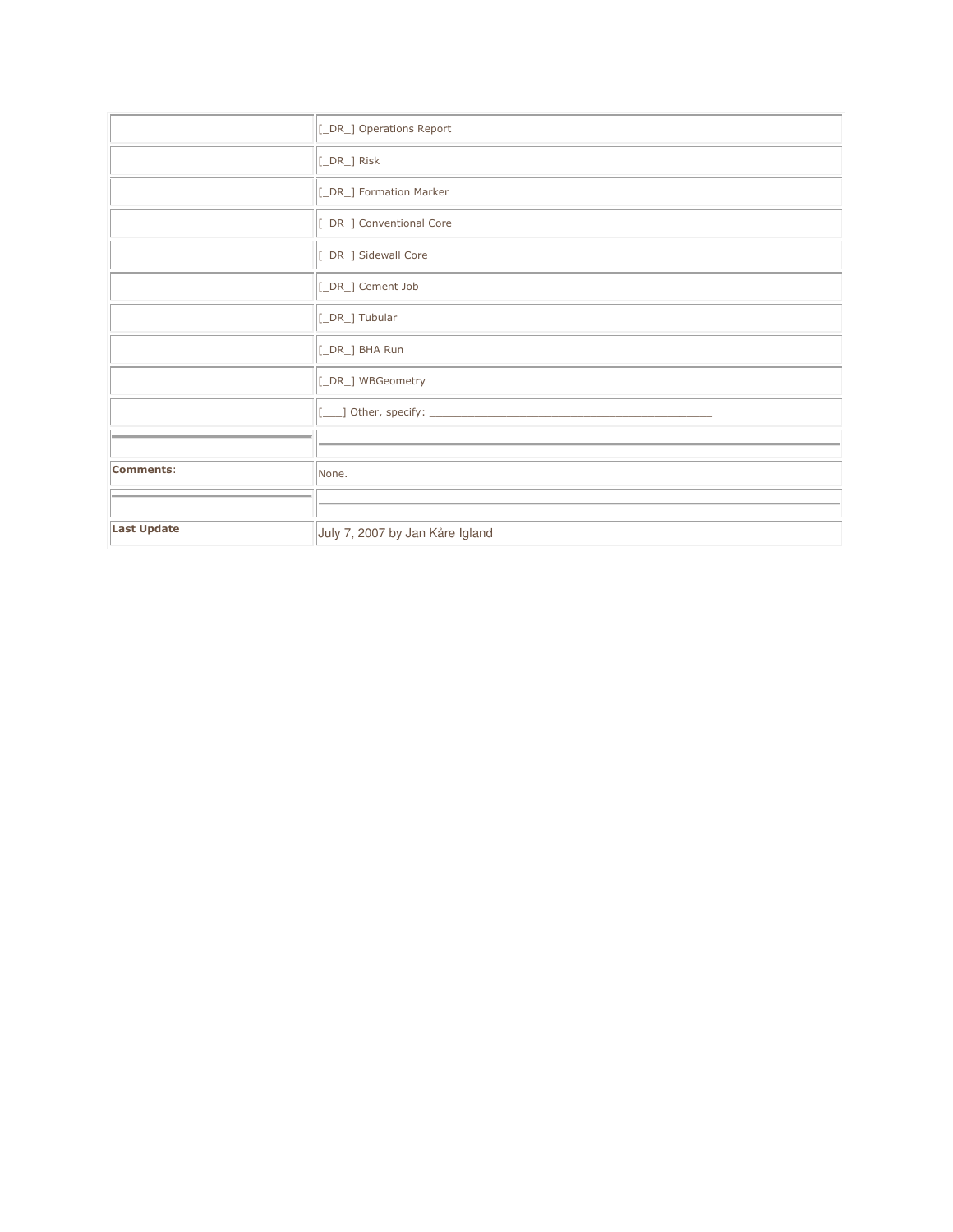| | |
|---|---|
| | [_DR_] Operations Report |
| | [_DR_] Risk |
| | [_DR_] Formation Marker |
| | [_DR_] Conventional Core |
| | [_DR_] Sidewall Core |
| | [_DR_] Cement Job |
| | [_DR_] Tubular |
| | [_DR_] BHA Run |
| | [_DR_] WBGeometry |
| | [___] Other, specify: ___________________________________________ |
| | |
| **Comments**: | None. |
| | |
| **Last Update** | July 7, 2007 by Jan Kåre Igland |